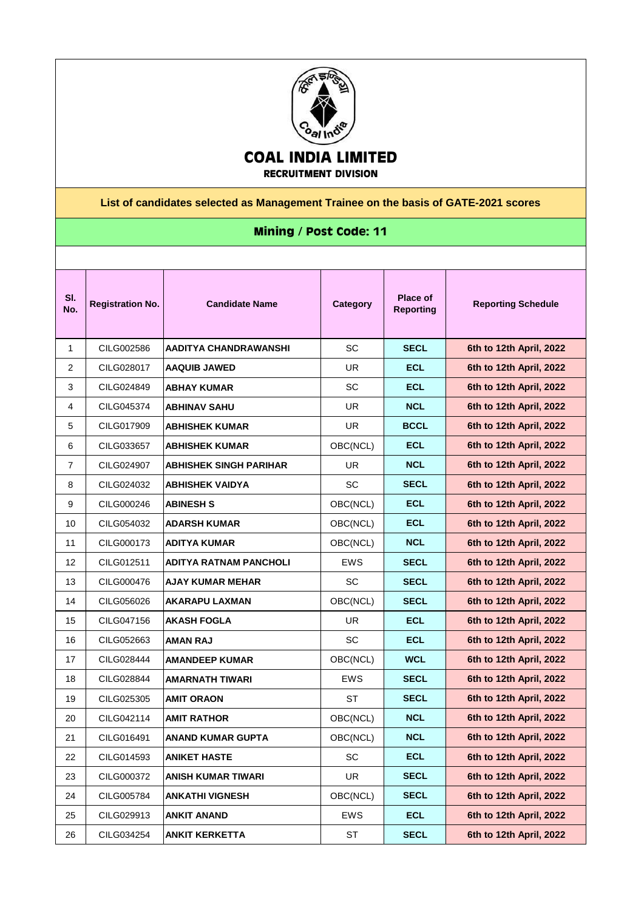# COAL INDIA LIMITED

**RECRUITMENT DIVISION**

**List of candidates selected as Management Trainee on the basis of GATE-2021 scores**

## Mining / Post Code: 11

| Sl. No. | Registration No. | Candidate Name | Category | Place of Reporting | Reporting Schedule |
|---|---|---|---|---|---|
| 1 | CILG002586 | AADITYA CHANDRAWANSHI | SC | SECL | 6th to 12th April, 2022 |
| 2 | CILG028017 | AAQUIB JAWED | UR | ECL | 6th to 12th April, 2022 |
| 3 | CILG024849 | ABHAY KUMAR | SC | ECL | 6th to 12th April, 2022 |
| 4 | CILG045374 | ABHINAV SAHU | UR | NCL | 6th to 12th April, 2022 |
| 5 | CILG017909 | ABHISHEK KUMAR | UR | BCCL | 6th to 12th April, 2022 |
| 6 | CILG033657 | ABHISHEK KUMAR | OBC(NCL) | ECL | 6th to 12th April, 2022 |
| 7 | CILG024907 | ABHISHEK SINGH PARIHAR | UR | NCL | 6th to 12th April, 2022 |
| 8 | CILG024032 | ABHISHEK VAIDYA | SC | SECL | 6th to 12th April, 2022 |
| 9 | CILG000246 | ABINESH S | OBC(NCL) | ECL | 6th to 12th April, 2022 |
| 10 | CILG054032 | ADARSH KUMAR | OBC(NCL) | ECL | 6th to 12th April, 2022 |
| 11 | CILG000173 | ADITYA KUMAR | OBC(NCL) | NCL | 6th to 12th April, 2022 |
| 12 | CILG012511 | ADITYA RATNAM PANCHOLI | EWS | SECL | 6th to 12th April, 2022 |
| 13 | CILG000476 | AJAY KUMAR MEHAR | SC | SECL | 6th to 12th April, 2022 |
| 14 | CILG056026 | AKARAPU LAXMAN | OBC(NCL) | SECL | 6th to 12th April, 2022 |
| 15 | CILG047156 | AKASH FOGLA | UR | ECL | 6th to 12th April, 2022 |
| 16 | CILG052663 | AMAN RAJ | SC | ECL | 6th to 12th April, 2022 |
| 17 | CILG028444 | AMANDEEP KUMAR | OBC(NCL) | WCL | 6th to 12th April, 2022 |
| 18 | CILG028844 | AMARNATH TIWARI | EWS | SECL | 6th to 12th April, 2022 |
| 19 | CILG025305 | AMIT ORAON | ST | SECL | 6th to 12th April, 2022 |
| 20 | CILG042114 | AMIT RATHOR | OBC(NCL) | NCL | 6th to 12th April, 2022 |
| 21 | CILG016491 | ANAND KUMAR GUPTA | OBC(NCL) | NCL | 6th to 12th April, 2022 |
| 22 | CILG014593 | ANIKET HASTE | SC | ECL | 6th to 12th April, 2022 |
| 23 | CILG000372 | ANISH KUMAR TIWARI | UR | SECL | 6th to 12th April, 2022 |
| 24 | CILG005784 | ANKATHI VIGNESH | OBC(NCL) | SECL | 6th to 12th April, 2022 |
| 25 | CILG029913 | ANKIT ANAND | EWS | ECL | 6th to 12th April, 2022 |
| 26 | CILG034254 | ANKIT KERKETTA | ST | SECL | 6th to 12th April, 2022 |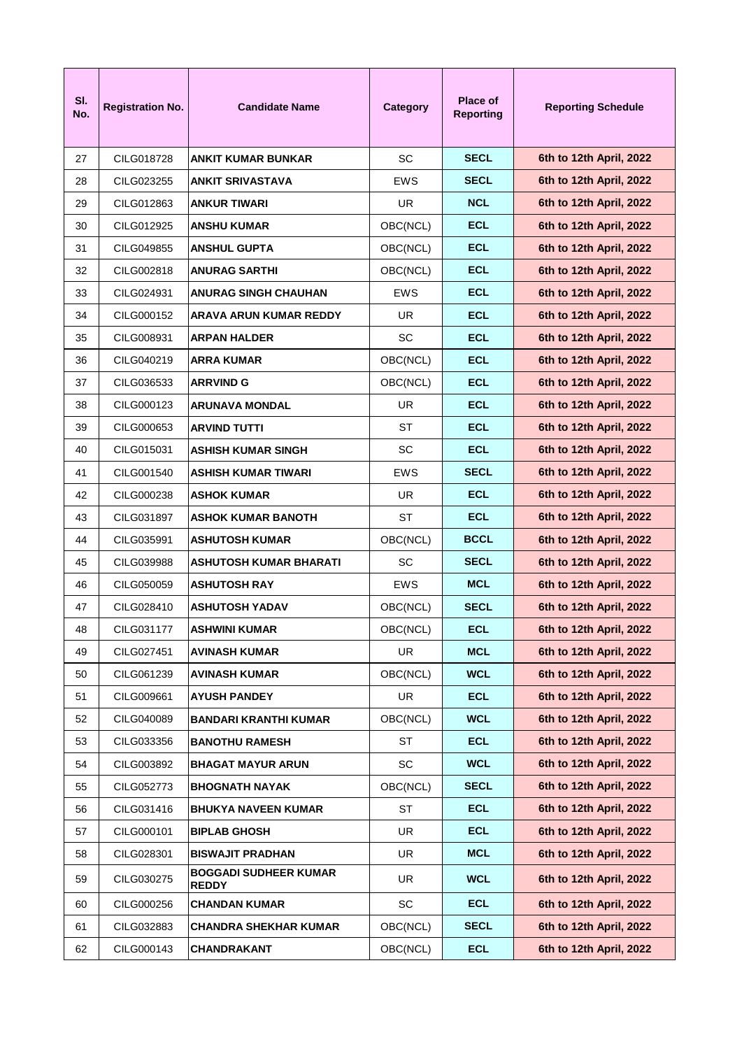| Sl. No. | Registration No. | Candidate Name | Category | Place of Reporting | Reporting Schedule |
|---|---|---|---|---|---|
| 27 | CILG018728 | **ANKIT KUMAR BUNKAR** | SC | **SECL** | **6th to 12th April, 2022** |
| 28 | CILG023255 | **ANKIT SRIVASTAVA** | EWS | **SECL** | **6th to 12th April, 2022** |
| 29 | CILG012863 | **ANKUR TIWARI** | UR | **NCL** | **6th to 12th April, 2022** |
| 30 | CILG012925 | **ANSHU KUMAR** | OBC(NCL) | **ECL** | **6th to 12th April, 2022** |
| 31 | CILG049855 | **ANSHUL GUPTA** | OBC(NCL) | **ECL** | **6th to 12th April, 2022** |
| 32 | CILG002818 | **ANURAG SARTHI** | OBC(NCL) | **ECL** | **6th to 12th April, 2022** |
| 33 | CILG024931 | **ANURAG SINGH CHAUHAN** | EWS | **ECL** | **6th to 12th April, 2022** |
| 34 | CILG000152 | **ARAVA ARUN KUMAR REDDY** | UR | **ECL** | **6th to 12th April, 2022** |
| 35 | CILG008931 | **ARPAN HALDER** | SC | **ECL** | **6th to 12th April, 2022** |
| 36 | CILG040219 | **ARRA KUMAR** | OBC(NCL) | **ECL** | **6th to 12th April, 2022** |
| 37 | CILG036533 | **ARRVIND G** | OBC(NCL) | **ECL** | **6th to 12th April, 2022** |
| 38 | CILG000123 | **ARUNAVA MONDAL** | UR | **ECL** | **6th to 12th April, 2022** |
| 39 | CILG000653 | **ARVIND TUTTI** | ST | **ECL** | **6th to 12th April, 2022** |
| 40 | CILG015031 | **ASHISH KUMAR SINGH** | SC | **ECL** | **6th to 12th April, 2022** |
| 41 | CILG001540 | **ASHISH KUMAR TIWARI** | EWS | **SECL** | **6th to 12th April, 2022** |
| 42 | CILG000238 | **ASHOK KUMAR** | UR | **ECL** | **6th to 12th April, 2022** |
| 43 | CILG031897 | **ASHOK KUMAR BANOTH** | ST | **ECL** | **6th to 12th April, 2022** |
| 44 | CILG035991 | **ASHUTOSH KUMAR** | OBC(NCL) | **BCCL** | **6th to 12th April, 2022** |
| 45 | CILG039988 | **ASHUTOSH KUMAR BHARATI** | SC | **SECL** | **6th to 12th April, 2022** |
| 46 | CILG050059 | **ASHUTOSH RAY** | EWS | **MCL** | **6th to 12th April, 2022** |
| 47 | CILG028410 | **ASHUTOSH YADAV** | OBC(NCL) | **SECL** | **6th to 12th April, 2022** |
| 48 | CILG031177 | **ASHWINI KUMAR** | OBC(NCL) | **ECL** | **6th to 12th April, 2022** |
| 49 | CILG027451 | **AVINASH KUMAR** | UR | **MCL** | **6th to 12th April, 2022** |
| 50 | CILG061239 | **AVINASH KUMAR** | OBC(NCL) | **WCL** | **6th to 12th April, 2022** |
| 51 | CILG009661 | **AYUSH PANDEY** | UR | **ECL** | **6th to 12th April, 2022** |
| 52 | CILG040089 | **BANDARI KRANTHI KUMAR** | OBC(NCL) | **WCL** | **6th to 12th April, 2022** |
| 53 | CILG033356 | **BANOTHU RAMESH** | ST | **ECL** | **6th to 12th April, 2022** |
| 54 | CILG003892 | **BHAGAT MAYUR ARUN** | SC | **WCL** | **6th to 12th April, 2022** |
| 55 | CILG052773 | **BHOGNATH NAYAK** | OBC(NCL) | **SECL** | **6th to 12th April, 2022** |
| 56 | CILG031416 | **BHUKYA NAVEEN KUMAR** | ST | **ECL** | **6th to 12th April, 2022** |
| 57 | CILG000101 | **BIPLAB GHOSH** | UR | **ECL** | **6th to 12th April, 2022** |
| 58 | CILG028301 | **BISWAJIT PRADHAN** | UR | **MCL** | **6th to 12th April, 2022** |
| 59 | CILG030275 | **BOGGADI SUDHEER KUMAR REDDY** | UR | **WCL** | **6th to 12th April, 2022** |
| 60 | CILG000256 | **CHANDAN KUMAR** | SC | **ECL** | **6th to 12th April, 2022** |
| 61 | CILG032883 | **CHANDRA SHEKHAR KUMAR** | OBC(NCL) | **SECL** | **6th to 12th April, 2022** |
| 62 | CILG000143 | **CHANDRAKANT** | OBC(NCL) | **ECL** | **6th to 12th April, 2022** |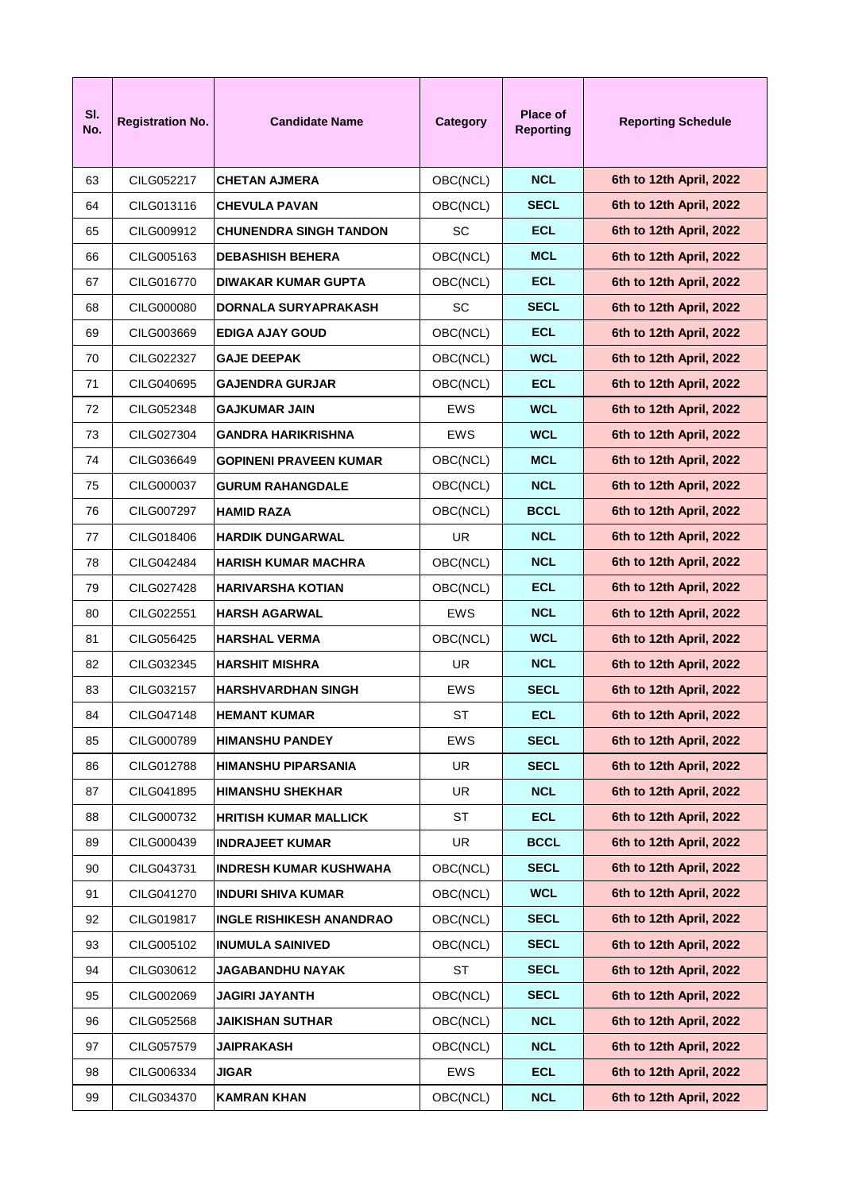| Sl. No. | Registration No. | Candidate Name | Category | Place of Reporting | Reporting Schedule |
|---|---|---|---|---|---|
| 63 | CILG052217 | **CHETAN AJMERA** | OBC(NCL) | **NCL** | **6th to 12th April, 2022** |
| 64 | CILG013116 | **CHEVULA PAVAN** | OBC(NCL) | **SECL** | **6th to 12th April, 2022** |
| 65 | CILG009912 | **CHUNENDRA SINGH TANDON** | SC | **ECL** | **6th to 12th April, 2022** |
| 66 | CILG005163 | **DEBASHISH BEHERA** | OBC(NCL) | **MCL** | **6th to 12th April, 2022** |
| 67 | CILG016770 | **DIWAKAR KUMAR GUPTA** | OBC(NCL) | **ECL** | **6th to 12th April, 2022** |
| 68 | CILG000080 | **DORNALA SURYAPRAKASH** | SC | **SECL** | **6th to 12th April, 2022** |
| 69 | CILG003669 | **EDIGA AJAY GOUD** | OBC(NCL) | **ECL** | **6th to 12th April, 2022** |
| 70 | CILG022327 | **GAJE DEEPAK** | OBC(NCL) | **WCL** | **6th to 12th April, 2022** |
| 71 | CILG040695 | **GAJENDRA GURJAR** | OBC(NCL) | **ECL** | **6th to 12th April, 2022** |
| 72 | CILG052348 | **GAJKUMAR JAIN** | EWS | **WCL** | **6th to 12th April, 2022** |
| 73 | CILG027304 | **GANDRA HARIKRISHNA** | EWS | **WCL** | **6th to 12th April, 2022** |
| 74 | CILG036649 | **GOPINENI PRAVEEN KUMAR** | OBC(NCL) | **MCL** | **6th to 12th April, 2022** |
| 75 | CILG000037 | **GURUM RAHANGDALE** | OBC(NCL) | **NCL** | **6th to 12th April, 2022** |
| 76 | CILG007297 | **HAMID RAZA** | OBC(NCL) | **BCCL** | **6th to 12th April, 2022** |
| 77 | CILG018406 | **HARDIK DUNGARWAL** | UR | **NCL** | **6th to 12th April, 2022** |
| 78 | CILG042484 | **HARISH KUMAR MACHRA** | OBC(NCL) | **NCL** | **6th to 12th April, 2022** |
| 79 | CILG027428 | **HARIVARSHA KOTIAN** | OBC(NCL) | **ECL** | **6th to 12th April, 2022** |
| 80 | CILG022551 | **HARSH AGARWAL** | EWS | **NCL** | **6th to 12th April, 2022** |
| 81 | CILG056425 | **HARSHAL VERMA** | OBC(NCL) | **WCL** | **6th to 12th April, 2022** |
| 82 | CILG032345 | **HARSHIT MISHRA** | UR | **NCL** | **6th to 12th April, 2022** |
| 83 | CILG032157 | **HARSHVARDHAN SINGH** | EWS | **SECL** | **6th to 12th April, 2022** |
| 84 | CILG047148 | **HEMANT KUMAR** | ST | **ECL** | **6th to 12th April, 2022** |
| 85 | CILG000789 | **HIMANSHU PANDEY** | EWS | **SECL** | **6th to 12th April, 2022** |
| 86 | CILG012788 | **HIMANSHU PIPARSANIA** | UR | **SECL** | **6th to 12th April, 2022** |
| 87 | CILG041895 | **HIMANSHU SHEKHAR** | UR | **NCL** | **6th to 12th April, 2022** |
| 88 | CILG000732 | **HRITISH KUMAR MALLICK** | ST | **ECL** | **6th to 12th April, 2022** |
| 89 | CILG000439 | **INDRAJEET KUMAR** | UR | **BCCL** | **6th to 12th April, 2022** |
| 90 | CILG043731 | **INDRESH KUMAR KUSHWAHA** | OBC(NCL) | **SECL** | **6th to 12th April, 2022** |
| 91 | CILG041270 | **INDURI SHIVA KUMAR** | OBC(NCL) | **WCL** | **6th to 12th April, 2022** |
| 92 | CILG019817 | **INGLE RISHIKESH ANANDRAO** | OBC(NCL) | **SECL** | **6th to 12th April, 2022** |
| 93 | CILG005102 | **INUMULA SAINIVED** | OBC(NCL) | **SECL** | **6th to 12th April, 2022** |
| 94 | CILG030612 | **JAGABANDHU NAYAK** | ST | **SECL** | **6th to 12th April, 2022** |
| 95 | CILG002069 | **JAGIRI JAYANTH** | OBC(NCL) | **SECL** | **6th to 12th April, 2022** |
| 96 | CILG052568 | **JAIKISHAN SUTHAR** | OBC(NCL) | **NCL** | **6th to 12th April, 2022** |
| 97 | CILG057579 | **JAIPRAKASH** | OBC(NCL) | **NCL** | **6th to 12th April, 2022** |
| 98 | CILG006334 | **JIGAR** | EWS | **ECL** | **6th to 12th April, 2022** |
| 99 | CILG034370 | **KAMRAN KHAN** | OBC(NCL) | **NCL** | **6th to 12th April, 2022** |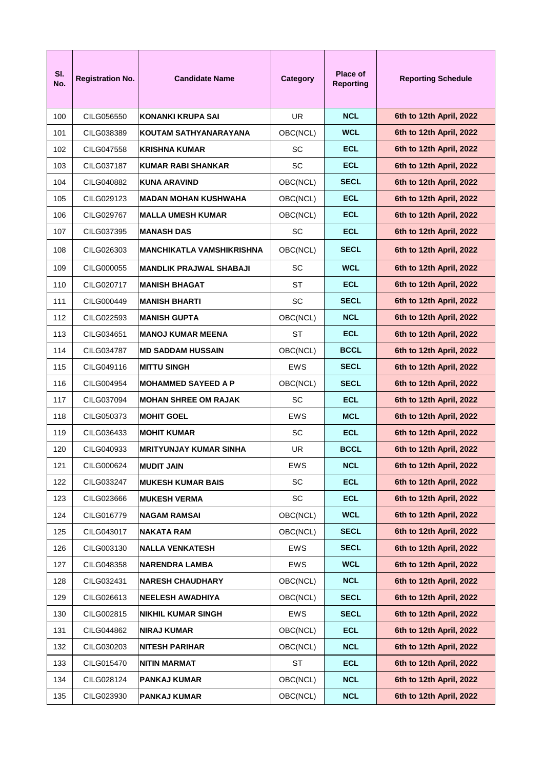| Sl. No. | Registration No. | Candidate Name | Category | Place of Reporting | Reporting Schedule |
|---|---|---|---|---|---|
| 100 | CILG056550 | **KONANKI KRUPA SAI** | UR | **NCL** | **6th to 12th April, 2022** |
| 101 | CILG038389 | **KOUTAM SATHYANARAYANA** | OBC(NCL) | **WCL** | **6th to 12th April, 2022** |
| 102 | CILG047558 | **KRISHNA KUMAR** | SC | **ECL** | **6th to 12th April, 2022** |
| 103 | CILG037187 | **KUMAR RABI SHANKAR** | SC | **ECL** | **6th to 12th April, 2022** |
| 104 | CILG040882 | **KUNA ARAVIND** | OBC(NCL) | **SECL** | **6th to 12th April, 2022** |
| 105 | CILG029123 | **MADAN MOHAN KUSHWAHA** | OBC(NCL) | **ECL** | **6th to 12th April, 2022** |
| 106 | CILG029767 | **MALLA UMESH KUMAR** | OBC(NCL) | **ECL** | **6th to 12th April, 2022** |
| 107 | CILG037395 | **MANASH DAS** | SC | **ECL** | **6th to 12th April, 2022** |
| 108 | CILG026303 | **MANCHIKATLA VAMSHIKRISHNA** | OBC(NCL) | **SECL** | **6th to 12th April, 2022** |
| 109 | CILG000055 | **MANDLIK PRAJWAL SHABAJI** | SC | **WCL** | **6th to 12th April, 2022** |
| 110 | CILG020717 | **MANISH BHAGAT** | ST | **ECL** | **6th to 12th April, 2022** |
| 111 | CILG000449 | **MANISH BHARTI** | SC | **SECL** | **6th to 12th April, 2022** |
| 112 | CILG022593 | **MANISH GUPTA** | OBC(NCL) | **NCL** | **6th to 12th April, 2022** |
| 113 | CILG034651 | **MANOJ KUMAR MEENA** | ST | **ECL** | **6th to 12th April, 2022** |
| 114 | CILG034787 | **MD SADDAM HUSSAIN** | OBC(NCL) | **BCCL** | **6th to 12th April, 2022** |
| 115 | CILG049116 | **MITTU SINGH** | EWS | **SECL** | **6th to 12th April, 2022** |
| 116 | CILG004954 | **MOHAMMED SAYEED A P** | OBC(NCL) | **SECL** | **6th to 12th April, 2022** |
| 117 | CILG037094 | **MOHAN SHREE OM RAJAK** | SC | **ECL** | **6th to 12th April, 2022** |
| 118 | CILG050373 | **MOHIT GOEL** | EWS | **MCL** | **6th to 12th April, 2022** |
| 119 | CILG036433 | **MOHIT KUMAR** | SC | **ECL** | **6th to 12th April, 2022** |
| 120 | CILG040933 | **MRITYUNJAY KUMAR SINHA** | UR | **BCCL** | **6th to 12th April, 2022** |
| 121 | CILG000624 | **MUDIT JAIN** | EWS | **NCL** | **6th to 12th April, 2022** |
| 122 | CILG033247 | **MUKESH KUMAR BAIS** | SC | **ECL** | **6th to 12th April, 2022** |
| 123 | CILG023666 | **MUKESH VERMA** | SC | **ECL** | **6th to 12th April, 2022** |
| 124 | CILG016779 | **NAGAM RAMSAI** | OBC(NCL) | **WCL** | **6th to 12th April, 2022** |
| 125 | CILG043017 | **NAKATA RAM** | OBC(NCL) | **SECL** | **6th to 12th April, 2022** |
| 126 | CILG003130 | **NALLA VENKATESH** | EWS | **SECL** | **6th to 12th April, 2022** |
| 127 | CILG048358 | **NARENDRA LAMBA** | EWS | **WCL** | **6th to 12th April, 2022** |
| 128 | CILG032431 | **NARESH CHAUDHARY** | OBC(NCL) | **NCL** | **6th to 12th April, 2022** |
| 129 | CILG026613 | **NEELESH AWADHIYA** | OBC(NCL) | **SECL** | **6th to 12th April, 2022** |
| 130 | CILG002815 | **NIKHIL KUMAR SINGH** | EWS | **SECL** | **6th to 12th April, 2022** |
| 131 | CILG044862 | **NIRAJ KUMAR** | OBC(NCL) | **ECL** | **6th to 12th April, 2022** |
| 132 | CILG030203 | **NITESH PARIHAR** | OBC(NCL) | **NCL** | **6th to 12th April, 2022** |
| 133 | CILG015470 | **NITIN MARMAT** | ST | **ECL** | **6th to 12th April, 2022** |
| 134 | CILG028124 | **PANKAJ KUMAR** | OBC(NCL) | **NCL** | **6th to 12th April, 2022** |
| 135 | CILG023930 | **PANKAJ KUMAR** | OBC(NCL) | **NCL** | **6th to 12th April, 2022** |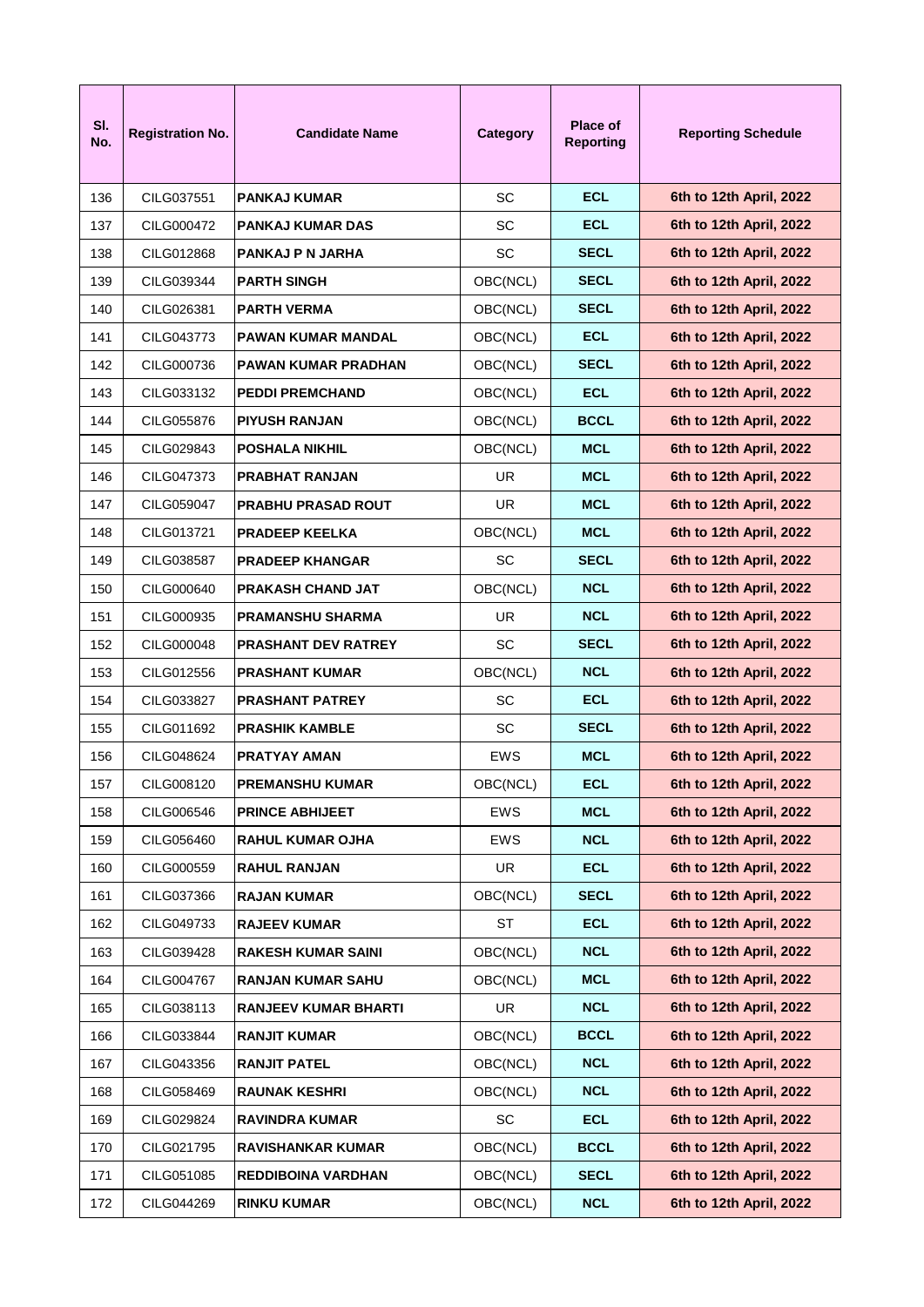| Sl. No. | Registration No. | Candidate Name | Category | Place of Reporting | Reporting Schedule |
|---|---|---|---|---|---|
| 136 | CILG037551 | **PANKAJ KUMAR** | SC | **ECL** | **6th to 12th April, 2022** |
| 137 | CILG000472 | **PANKAJ KUMAR DAS** | SC | **ECL** | **6th to 12th April, 2022** |
| 138 | CILG012868 | **PANKAJ P N JARHA** | SC | **SECL** | **6th to 12th April, 2022** |
| 139 | CILG039344 | **PARTH SINGH** | OBC(NCL) | **SECL** | **6th to 12th April, 2022** |
| 140 | CILG026381 | **PARTH VERMA** | OBC(NCL) | **SECL** | **6th to 12th April, 2022** |
| 141 | CILG043773 | **PAWAN KUMAR MANDAL** | OBC(NCL) | **ECL** | **6th to 12th April, 2022** |
| 142 | CILG000736 | **PAWAN KUMAR PRADHAN** | OBC(NCL) | **SECL** | **6th to 12th April, 2022** |
| 143 | CILG033132 | **PEDDI PREMCHAND** | OBC(NCL) | **ECL** | **6th to 12th April, 2022** |
| 144 | CILG055876 | **PIYUSH RANJAN** | OBC(NCL) | **BCCL** | **6th to 12th April, 2022** |
| 145 | CILG029843 | **POSHALA NIKHIL** | OBC(NCL) | **MCL** | **6th to 12th April, 2022** |
| 146 | CILG047373 | **PRABHAT RANJAN** | UR | **MCL** | **6th to 12th April, 2022** |
| 147 | CILG059047 | **PRABHU PRASAD ROUT** | UR | **MCL** | **6th to 12th April, 2022** |
| 148 | CILG013721 | **PRADEEP KEELKA** | OBC(NCL) | **MCL** | **6th to 12th April, 2022** |
| 149 | CILG038587 | **PRADEEP KHANGAR** | SC | **SECL** | **6th to 12th April, 2022** |
| 150 | CILG000640 | **PRAKASH CHAND JAT** | OBC(NCL) | **NCL** | **6th to 12th April, 2022** |
| 151 | CILG000935 | **PRAMANSHU SHARMA** | UR | **NCL** | **6th to 12th April, 2022** |
| 152 | CILG000048 | **PRASHANT DEV RATREY** | SC | **SECL** | **6th to 12th April, 2022** |
| 153 | CILG012556 | **PRASHANT KUMAR** | OBC(NCL) | **NCL** | **6th to 12th April, 2022** |
| 154 | CILG033827 | **PRASHANT PATREY** | SC | **ECL** | **6th to 12th April, 2022** |
| 155 | CILG011692 | **PRASHIK KAMBLE** | SC | **SECL** | **6th to 12th April, 2022** |
| 156 | CILG048624 | **PRATYAY AMAN** | EWS | **MCL** | **6th to 12th April, 2022** |
| 157 | CILG008120 | **PREMANSHU KUMAR** | OBC(NCL) | **ECL** | **6th to 12th April, 2022** |
| 158 | CILG006546 | **PRINCE ABHIJEET** | EWS | **MCL** | **6th to 12th April, 2022** |
| 159 | CILG056460 | **RAHUL KUMAR OJHA** | EWS | **NCL** | **6th to 12th April, 2022** |
| 160 | CILG000559 | **RAHUL RANJAN** | UR | **ECL** | **6th to 12th April, 2022** |
| 161 | CILG037366 | **RAJAN KUMAR** | OBC(NCL) | **SECL** | **6th to 12th April, 2022** |
| 162 | CILG049733 | **RAJEEV KUMAR** | ST | **ECL** | **6th to 12th April, 2022** |
| 163 | CILG039428 | **RAKESH KUMAR SAINI** | OBC(NCL) | **NCL** | **6th to 12th April, 2022** |
| 164 | CILG004767 | **RANJAN KUMAR SAHU** | OBC(NCL) | **MCL** | **6th to 12th April, 2022** |
| 165 | CILG038113 | **RANJEEV KUMAR BHARTI** | UR | **NCL** | **6th to 12th April, 2022** |
| 166 | CILG033844 | **RANJIT KUMAR** | OBC(NCL) | **BCCL** | **6th to 12th April, 2022** |
| 167 | CILG043356 | **RANJIT PATEL** | OBC(NCL) | **NCL** | **6th to 12th April, 2022** |
| 168 | CILG058469 | **RAUNAK KESHRI** | OBC(NCL) | **NCL** | **6th to 12th April, 2022** |
| 169 | CILG029824 | **RAVINDRA KUMAR** | SC | **ECL** | **6th to 12th April, 2022** |
| 170 | CILG021795 | **RAVISHANKAR KUMAR** | OBC(NCL) | **BCCL** | **6th to 12th April, 2022** |
| 171 | CILG051085 | **REDDIBOINA VARDHAN** | OBC(NCL) | **SECL** | **6th to 12th April, 2022** |
| 172 | CILG044269 | **RINKU KUMAR** | OBC(NCL) | **NCL** | **6th to 12th April, 2022** |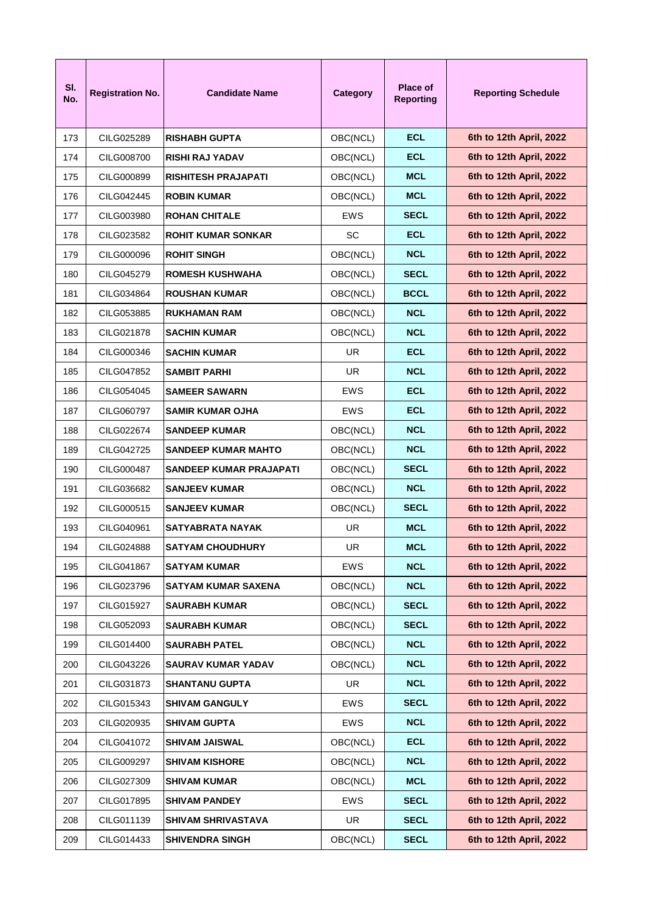| Sl. No. | Registration No. | Candidate Name | Category | Place of Reporting | Reporting Schedule |
|---|---|---|---|---|---|
| 173 | CILG025289 | **RISHABH GUPTA** | OBC(NCL) | **ECL** | **6th to 12th April, 2022** |
| 174 | CILG008700 | **RISHI RAJ YADAV** | OBC(NCL) | **ECL** | **6th to 12th April, 2022** |
| 175 | CILG000899 | **RISHITESH PRAJAPATI** | OBC(NCL) | **MCL** | **6th to 12th April, 2022** |
| 176 | CILG042445 | **ROBIN KUMAR** | OBC(NCL) | **MCL** | **6th to 12th April, 2022** |
| 177 | CILG003980 | **ROHAN CHITALE** | EWS | **SECL** | **6th to 12th April, 2022** |
| 178 | CILG023582 | **ROHIT KUMAR SONKAR** | SC | **ECL** | **6th to 12th April, 2022** |
| 179 | CILG000096 | **ROHIT SINGH** | OBC(NCL) | **NCL** | **6th to 12th April, 2022** |
| 180 | CILG045279 | **ROMESH KUSHWAHA** | OBC(NCL) | **SECL** | **6th to 12th April, 2022** |
| 181 | CILG034864 | **ROUSHAN KUMAR** | OBC(NCL) | **BCCL** | **6th to 12th April, 2022** |
| 182 | CILG053885 | **RUKHAMAN RAM** | OBC(NCL) | **NCL** | **6th to 12th April, 2022** |
| 183 | CILG021878 | **SACHIN KUMAR** | OBC(NCL) | **NCL** | **6th to 12th April, 2022** |
| 184 | CILG000346 | **SACHIN KUMAR** | UR | **ECL** | **6th to 12th April, 2022** |
| 185 | CILG047852 | **SAMBIT PARHI** | UR | **NCL** | **6th to 12th April, 2022** |
| 186 | CILG054045 | **SAMEER SAWARN** | EWS | **ECL** | **6th to 12th April, 2022** |
| 187 | CILG060797 | **SAMIR KUMAR OJHA** | EWS | **ECL** | **6th to 12th April, 2022** |
| 188 | CILG022674 | **SANDEEP KUMAR** | OBC(NCL) | **NCL** | **6th to 12th April, 2022** |
| 189 | CILG042725 | **SANDEEP KUMAR MAHTO** | OBC(NCL) | **NCL** | **6th to 12th April, 2022** |
| 190 | CILG000487 | **SANDEEP KUMAR PRAJAPATI** | OBC(NCL) | **SECL** | **6th to 12th April, 2022** |
| 191 | CILG036682 | **SANJEEV KUMAR** | OBC(NCL) | **NCL** | **6th to 12th April, 2022** |
| 192 | CILG000515 | **SANJEEV KUMAR** | OBC(NCL) | **SECL** | **6th to 12th April, 2022** |
| 193 | CILG040961 | **SATYABRATA NAYAK** | UR | **MCL** | **6th to 12th April, 2022** |
| 194 | CILG024888 | **SATYAM CHOUDHURY** | UR | **MCL** | **6th to 12th April, 2022** |
| 195 | CILG041867 | **SATYAM KUMAR** | EWS | **NCL** | **6th to 12th April, 2022** |
| 196 | CILG023796 | **SATYAM KUMAR SAXENA** | OBC(NCL) | **NCL** | **6th to 12th April, 2022** |
| 197 | CILG015927 | **SAURABH KUMAR** | OBC(NCL) | **SECL** | **6th to 12th April, 2022** |
| 198 | CILG052093 | **SAURABH KUMAR** | OBC(NCL) | **SECL** | **6th to 12th April, 2022** |
| 199 | CILG014400 | **SAURABH PATEL** | OBC(NCL) | **NCL** | **6th to 12th April, 2022** |
| 200 | CILG043226 | **SAURAV KUMAR YADAV** | OBC(NCL) | **NCL** | **6th to 12th April, 2022** |
| 201 | CILG031873 | **SHANTANU GUPTA** | UR | **NCL** | **6th to 12th April, 2022** |
| 202 | CILG015343 | **SHIVAM GANGULY** | EWS | **SECL** | **6th to 12th April, 2022** |
| 203 | CILG020935 | **SHIVAM GUPTA** | EWS | **NCL** | **6th to 12th April, 2022** |
| 204 | CILG041072 | **SHIVAM JAISWAL** | OBC(NCL) | **ECL** | **6th to 12th April, 2022** |
| 205 | CILG009297 | **SHIVAM KISHORE** | OBC(NCL) | **NCL** | **6th to 12th April, 2022** |
| 206 | CILG027309 | **SHIVAM KUMAR** | OBC(NCL) | **MCL** | **6th to 12th April, 2022** |
| 207 | CILG017895 | **SHIVAM PANDEY** | EWS | **SECL** | **6th to 12th April, 2022** |
| 208 | CILG011139 | **SHIVAM SHRIVASTAVA** | UR | **SECL** | **6th to 12th April, 2022** |
| 209 | CILG014433 | **SHIVENDRA SINGH** | OBC(NCL) | **SECL** | **6th to 12th April, 2022** |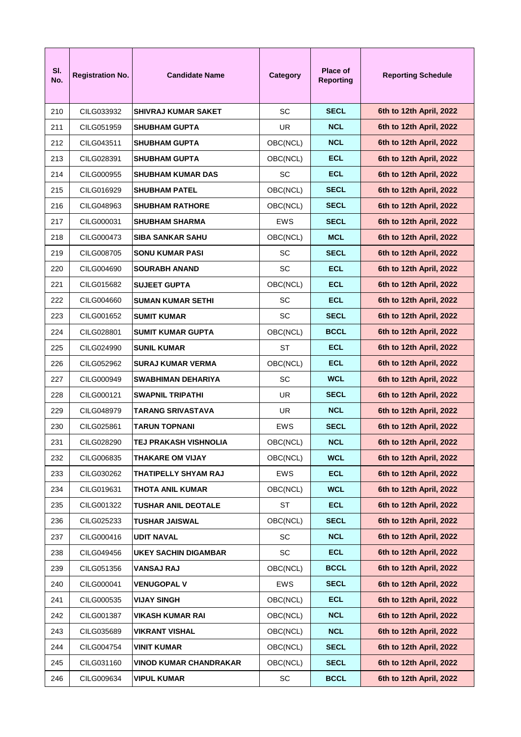| Sl. No. | Registration No. | Candidate Name | Category | Place of Reporting | Reporting Schedule |
|---|---|---|---|---|---|
| 210 | CILG033932 | **SHIVRAJ KUMAR SAKET** | SC | **SECL** | **6th to 12th April, 2022** |
| 211 | CILG051959 | **SHUBHAM GUPTA** | UR | **NCL** | **6th to 12th April, 2022** |
| 212 | CILG043511 | **SHUBHAM GUPTA** | OBC(NCL) | **NCL** | **6th to 12th April, 2022** |
| 213 | CILG028391 | **SHUBHAM GUPTA** | OBC(NCL) | **ECL** | **6th to 12th April, 2022** |
| 214 | CILG000955 | **SHUBHAM KUMAR DAS** | SC | **ECL** | **6th to 12th April, 2022** |
| 215 | CILG016929 | **SHUBHAM PATEL** | OBC(NCL) | **SECL** | **6th to 12th April, 2022** |
| 216 | CILG048963 | **SHUBHAM RATHORE** | OBC(NCL) | **SECL** | **6th to 12th April, 2022** |
| 217 | CILG000031 | **SHUBHAM SHARMA** | EWS | **SECL** | **6th to 12th April, 2022** |
| 218 | CILG000473 | **SIBA SANKAR SAHU** | OBC(NCL) | **MCL** | **6th to 12th April, 2022** |
| 219 | CILG008705 | **SONU KUMAR PASI** | SC | **SECL** | **6th to 12th April, 2022** |
| 220 | CILG004690 | **SOURABH ANAND** | SC | **ECL** | **6th to 12th April, 2022** |
| 221 | CILG015682 | **SUJEET GUPTA** | OBC(NCL) | **ECL** | **6th to 12th April, 2022** |
| 222 | CILG004660 | **SUMAN KUMAR SETHI** | SC | **ECL** | **6th to 12th April, 2022** |
| 223 | CILG001652 | **SUMIT KUMAR** | SC | **SECL** | **6th to 12th April, 2022** |
| 224 | CILG028801 | **SUMIT KUMAR GUPTA** | OBC(NCL) | **BCCL** | **6th to 12th April, 2022** |
| 225 | CILG024990 | **SUNIL KUMAR** | ST | **ECL** | **6th to 12th April, 2022** |
| 226 | CILG052962 | **SURAJ KUMAR VERMA** | OBC(NCL) | **ECL** | **6th to 12th April, 2022** |
| 227 | CILG000949 | **SWABHIMAN DEHARIYA** | SC | **WCL** | **6th to 12th April, 2022** |
| 228 | CILG000121 | **SWAPNIL TRIPATHI** | UR | **SECL** | **6th to 12th April, 2022** |
| 229 | CILG048979 | **TARANG SRIVASTAVA** | UR | **NCL** | **6th to 12th April, 2022** |
| 230 | CILG025861 | **TARUN TOPNANI** | EWS | **SECL** | **6th to 12th April, 2022** |
| 231 | CILG028290 | **TEJ PRAKASH VISHNOLIA** | OBC(NCL) | **NCL** | **6th to 12th April, 2022** |
| 232 | CILG006835 | **THAKARE OM VIJAY** | OBC(NCL) | **WCL** | **6th to 12th April, 2022** |
| 233 | CILG030262 | **THATIPELLY SHYAM RAJ** | EWS | **ECL** | **6th to 12th April, 2022** |
| 234 | CILG019631 | **THOTA ANIL KUMAR** | OBC(NCL) | **WCL** | **6th to 12th April, 2022** |
| 235 | CILG001322 | **TUSHAR ANIL DEOTALE** | ST | **ECL** | **6th to 12th April, 2022** |
| 236 | CILG025233 | **TUSHAR JAISWAL** | OBC(NCL) | **SECL** | **6th to 12th April, 2022** |
| 237 | CILG000416 | **UDIT NAVAL** | SC | **NCL** | **6th to 12th April, 2022** |
| 238 | CILG049456 | **UKEY SACHIN DIGAMBAR** | SC | **ECL** | **6th to 12th April, 2022** |
| 239 | CILG051356 | **VANSAJ RAJ** | OBC(NCL) | **BCCL** | **6th to 12th April, 2022** |
| 240 | CILG000041 | **VENUGOPAL V** | EWS | **SECL** | **6th to 12th April, 2022** |
| 241 | CILG000535 | **VIJAY SINGH** | OBC(NCL) | **ECL** | **6th to 12th April, 2022** |
| 242 | CILG001387 | **VIKASH KUMAR RAI** | OBC(NCL) | **NCL** | **6th to 12th April, 2022** |
| 243 | CILG035689 | **VIKRANT VISHAL** | OBC(NCL) | **NCL** | **6th to 12th April, 2022** |
| 244 | CILG004754 | **VINIT KUMAR** | OBC(NCL) | **SECL** | **6th to 12th April, 2022** |
| 245 | CILG031160 | **VINOD KUMAR CHANDRAKAR** | OBC(NCL) | **SECL** | **6th to 12th April, 2022** |
| 246 | CILG009634 | **VIPUL KUMAR** | SC | **BCCL** | **6th to 12th April, 2022** |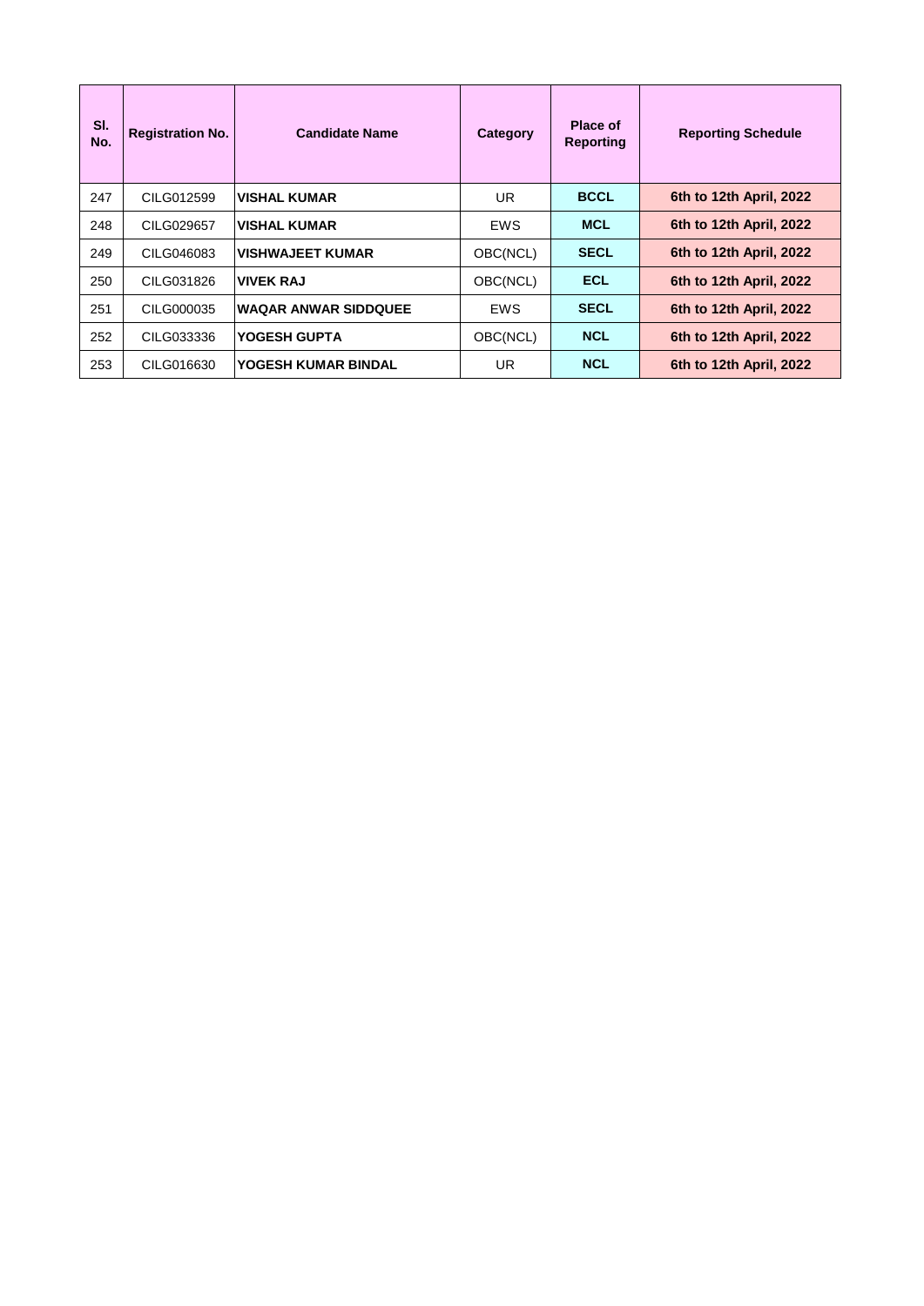| Sl. No. | Registration No. | Candidate Name | Category | Place of Reporting | Reporting Schedule |
|---|---|---|---|---|---|
| 247 | CILG012599 | **VISHAL KUMAR** | UR | **BCCL** | **6th to 12th April, 2022** |
| 248 | CILG029657 | **VISHAL KUMAR** | EWS | **MCL** | **6th to 12th April, 2022** |
| 249 | CILG046083 | **VISHWAJEET KUMAR** | OBC(NCL) | **SECL** | **6th to 12th April, 2022** |
| 250 | CILG031826 | **VIVEK RAJ** | OBC(NCL) | **ECL** | **6th to 12th April, 2022** |
| 251 | CILG000035 | **WAQAR ANWAR SIDDQUEE** | EWS | **SECL** | **6th to 12th April, 2022** |
| 252 | CILG033336 | **YOGESH GUPTA** | OBC(NCL) | **NCL** | **6th to 12th April, 2022** |
| 253 | CILG016630 | **YOGESH KUMAR BINDAL** | UR | **NCL** | **6th to 12th April, 2022** |